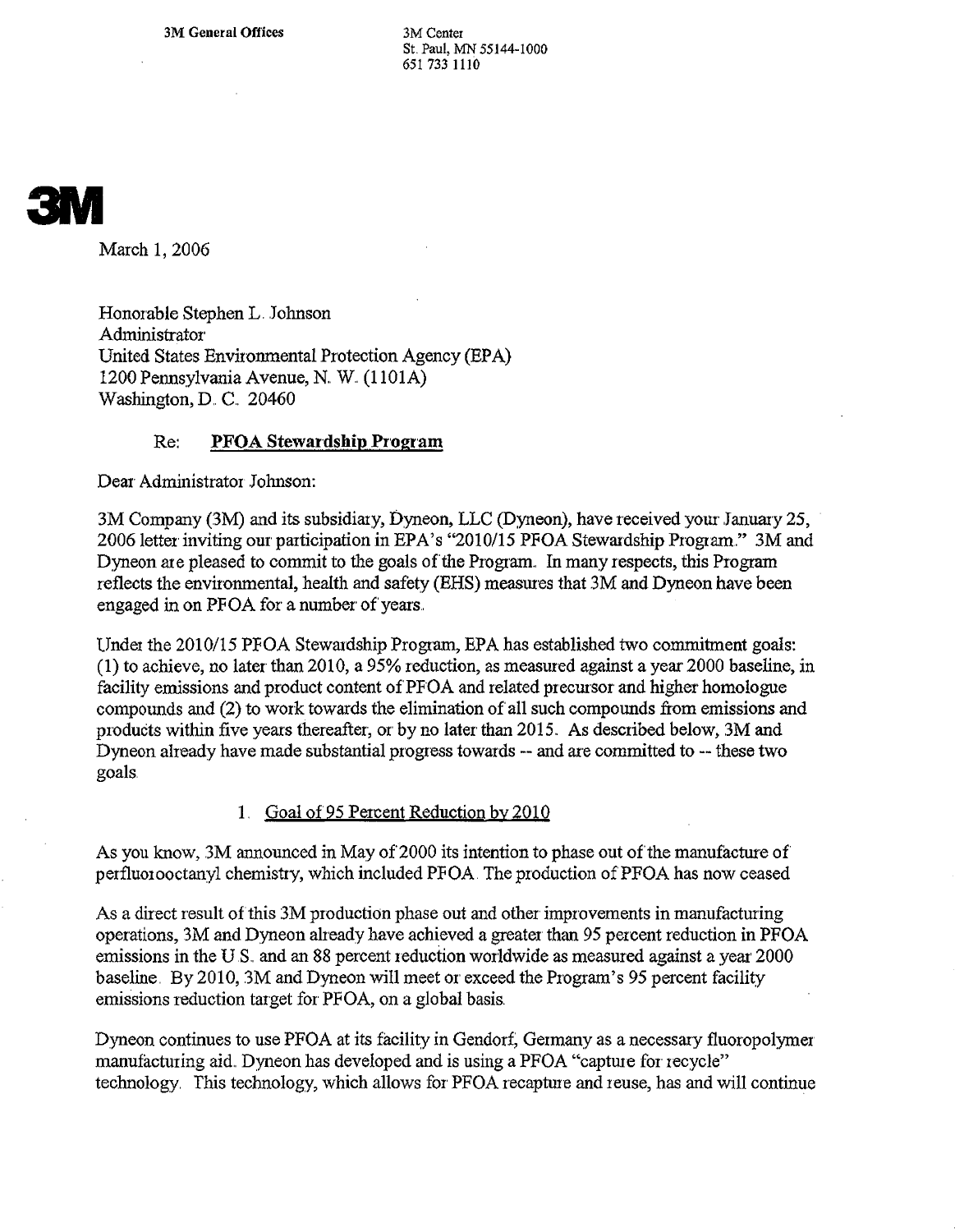3M General Offices

3M Center
St. Paul, MN 55144-1000
651 733 1110

**3M**

March 1, 2006

Honorable Stephen L. Johnson
Administrator
United States Environmental Protection Agency (EPA)
1200 Pennsylvania Avenue, N. W. (1101A)
Washington, D. C. 20460

Re: **PFOA Stewardship Program**

Dear Administrator Johnson:

3M Company (3M) and its subsidiary, Dyneon, LLC (Dyneon), have received your January 25, 2006 letter inviting our participation in EPA's "2010/15 PFOA Stewardship Program." 3M and Dyneon are pleased to commit to the goals of the Program. In many respects, this Program reflects the environmental, health and safety (EHS) measures that 3M and Dyneon have been engaged in on PFOA for a number of years.

Under the 2010/15 PFOA Stewardship Program, EPA has established two commitment goals: (1) to achieve, no later than 2010, a 95% reduction, as measured against a year 2000 baseline, in facility emissions and product content of PFOA and related precursor and higher homologue compounds and (2) to work towards the elimination of all such compounds from emissions and products within five years thereafter, or by no later than 2015. As described below, 3M and Dyneon already have made substantial progress towards -- and are committed to -- these two goals.

1. Goal of 95 Percent Reduction by 2010

As you know, 3M announced in May of 2000 its intention to phase out of the manufacture of perfluorooctanyl chemistry, which included PFOA. The production of PFOA has now ceased

As a direct result of this 3M production phase out and other improvements in manufacturing operations, 3M and Dyneon already have achieved a greater than 95 percent reduction in PFOA emissions in the U.S. and an 88 percent reduction worldwide as measured against a year 2000 baseline. By 2010, 3M and Dyneon will meet or exceed the Program's 95 percent facility emissions reduction target for PFOA, on a global basis.

Dyneon continues to use PFOA at its facility in Gendorf, Germany as a necessary fluoropolymer manufacturing aid. Dyneon has developed and is using a PFOA "capture for recycle" technology. This technology, which allows for PFOA recapture and reuse, has and will continue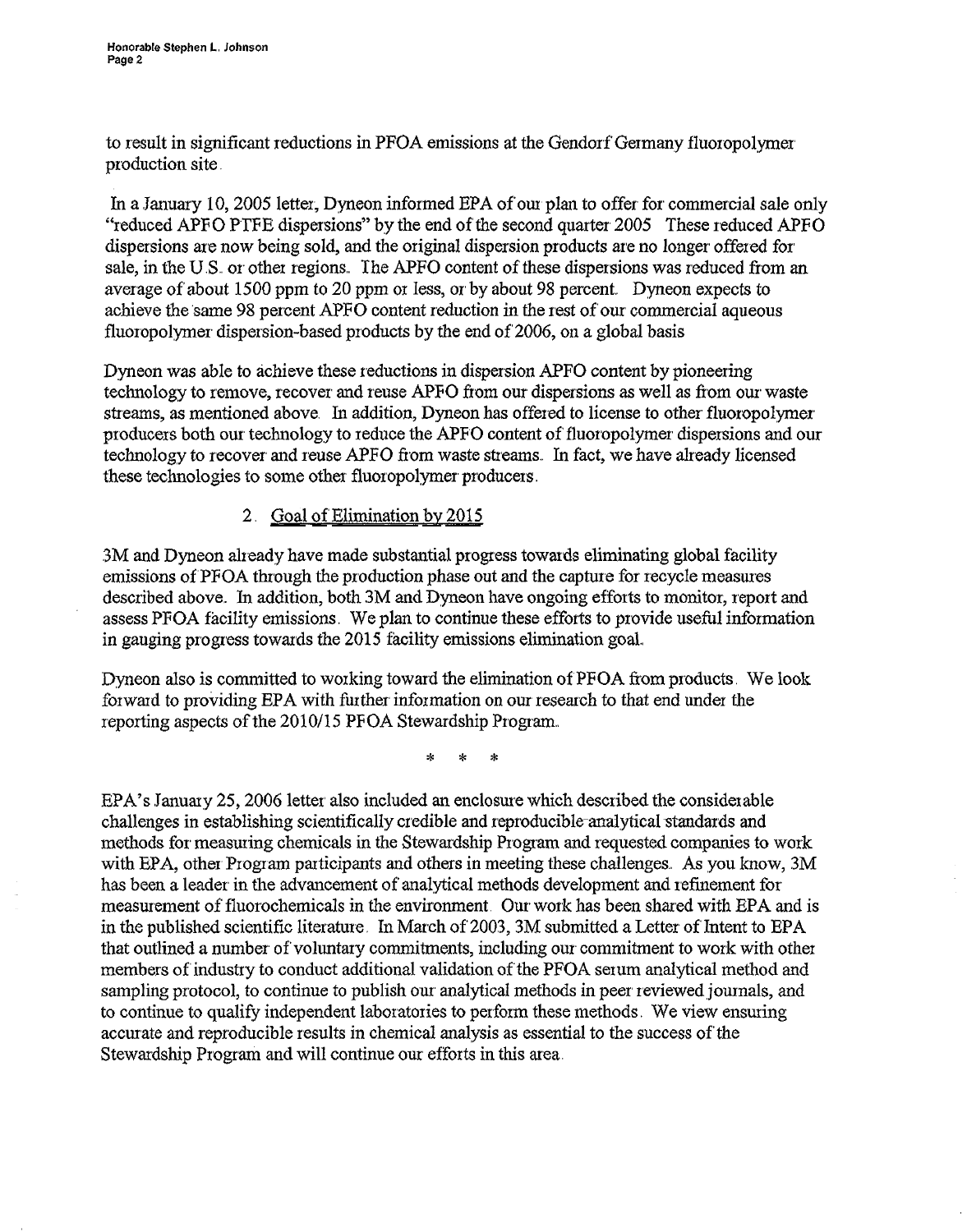to result in significant reductions in PFOA emissions at the Gendorf Germany fluoropolymer production site.

In a January 10, 2005 letter, Dyneon informed EPA of our plan to offer for commercial sale only "reduced APFO PTFE dispersions" by the end of the second quarter 2005. These reduced APFO dispersions are now being sold, and the original dispersion products are no longer offered for sale, in the U.S. or other regions. The APFO content of these dispersions was reduced from an average of about 1500 ppm to 20 ppm or less, or by about 98 percent. Dyneon expects to achieve the same 98 percent APFO content reduction in the rest of our commercial aqueous fluoropolymer dispersion-based products by the end of 2006, on a global basis.

Dyneon was able to achieve these reductions in dispersion APFO content by pioneering technology to remove, recover and reuse APFO from our dispersions as well as from our waste streams, as mentioned above. In addition, Dyneon has offered to license to other fluoropolymer producers both our technology to reduce the APFO content of fluoropolymer dispersions and our technology to recover and reuse APFO from waste streams. In fact, we have already licensed these technologies to some other fluoropolymer producers.

2. <u>Goal of Elimination by 2015</u>

3M and Dyneon already have made substantial progress towards eliminating global facility emissions of PFOA through the production phase out and the capture for recycle measures described above. In addition, both 3M and Dyneon have ongoing efforts to monitor, report and assess PFOA facility emissions. We plan to continue these efforts to provide useful information in gauging progress towards the 2015 facility emissions elimination goal.

Dyneon also is committed to working toward the elimination of PFOA from products. We look forward to providing EPA with further information on our research to that end under the reporting aspects of the 2010/15 PFOA Stewardship Program.

\* \* \*

EPA's January 25, 2006 letter also included an enclosure which described the considerable challenges in establishing scientifically credible and reproducible analytical standards and methods for measuring chemicals in the Stewardship Program and requested companies to work with EPA, other Program participants and others in meeting these challenges. As you know, 3M has been a leader in the advancement of analytical methods development and refinement for measurement of fluorochemicals in the environment. Our work has been shared with EPA and is in the published scientific literature. In March of 2003, 3M submitted a Letter of Intent to EPA that outlined a number of voluntary commitments, including our commitment to work with other members of industry to conduct additional validation of the PFOA serum analytical method and sampling protocol, to continue to publish our analytical methods in peer reviewed journals, and to continue to qualify independent laboratories to perform these methods. We view ensuring accurate and reproducible results in chemical analysis as essential to the success of the Stewardship Program and will continue our efforts in this area.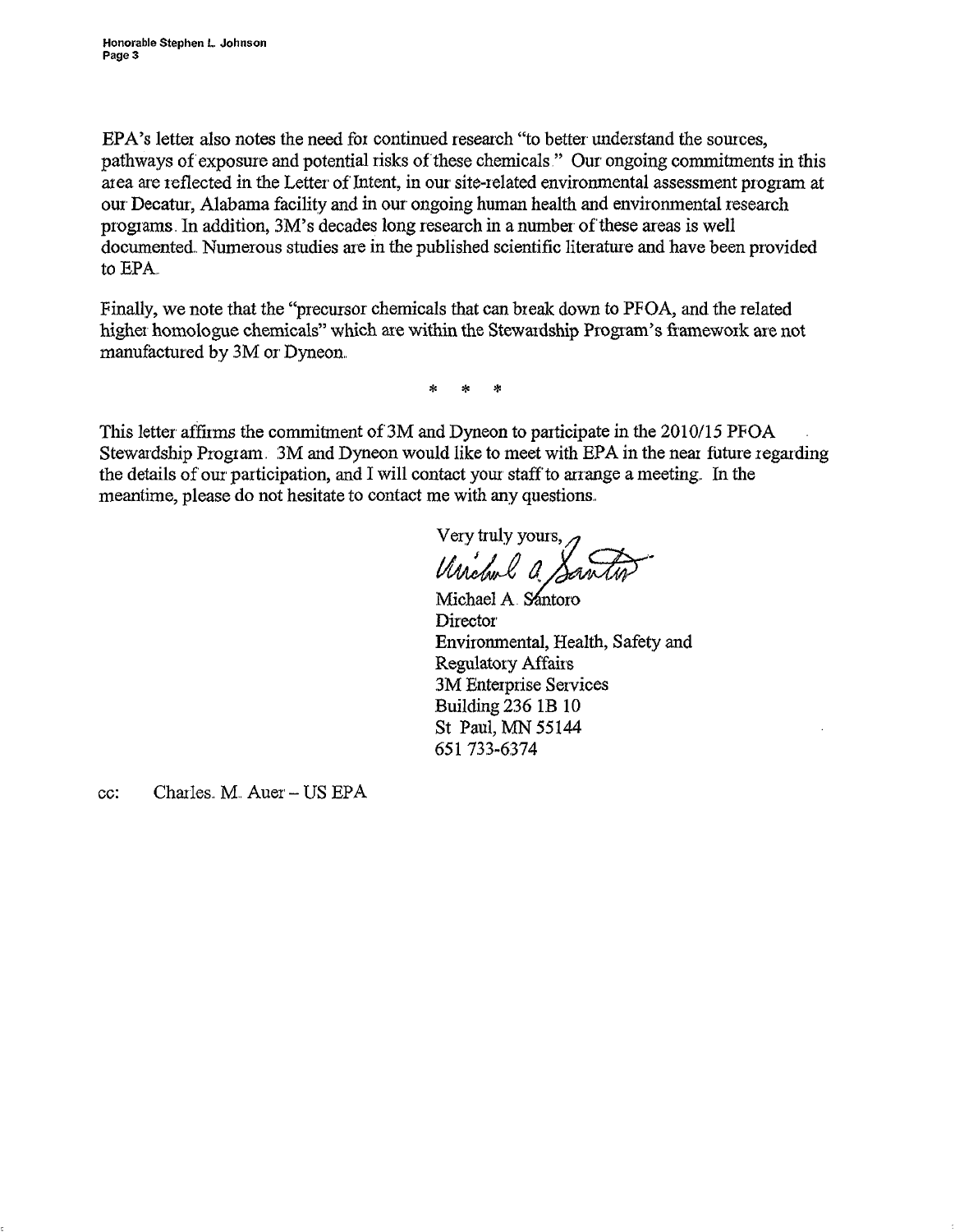EPA's letter also notes the need for continued research "to better understand the sources, pathways of exposure and potential risks of these chemicals." Our ongoing commitments in this area are reflected in the Letter of Intent, in our site-related environmental assessment program at our Decatur, Alabama facility and in our ongoing human health and environmental research programs. In addition, 3M's decades long research in a number of these areas is well documented. Numerous studies are in the published scientific literature and have been provided to EPA.

Finally, we note that the "precursor chemicals that can break down to PFOA, and the related higher homologue chemicals" which are within the Stewardship Program's framework are not manufactured by 3M or Dyneon.

\* \* \*

This letter affirms the commitment of 3M and Dyneon to participate in the 2010/15 PFOA Stewardship Program. 3M and Dyneon would like to meet with EPA in the near future regarding the details of our participation, and I will contact your staff to arrange a meeting. In the meantime, please do not hesitate to contact me with any questions.

Very truly yours,

Michael A. Santoro
Director
Environmental, Health, Safety and
Regulatory Affairs
3M Enterprise Services
Building 236 1B 10
St Paul, MN 55144
651 733-6374

cc: Charles. M. Auer – US EPA